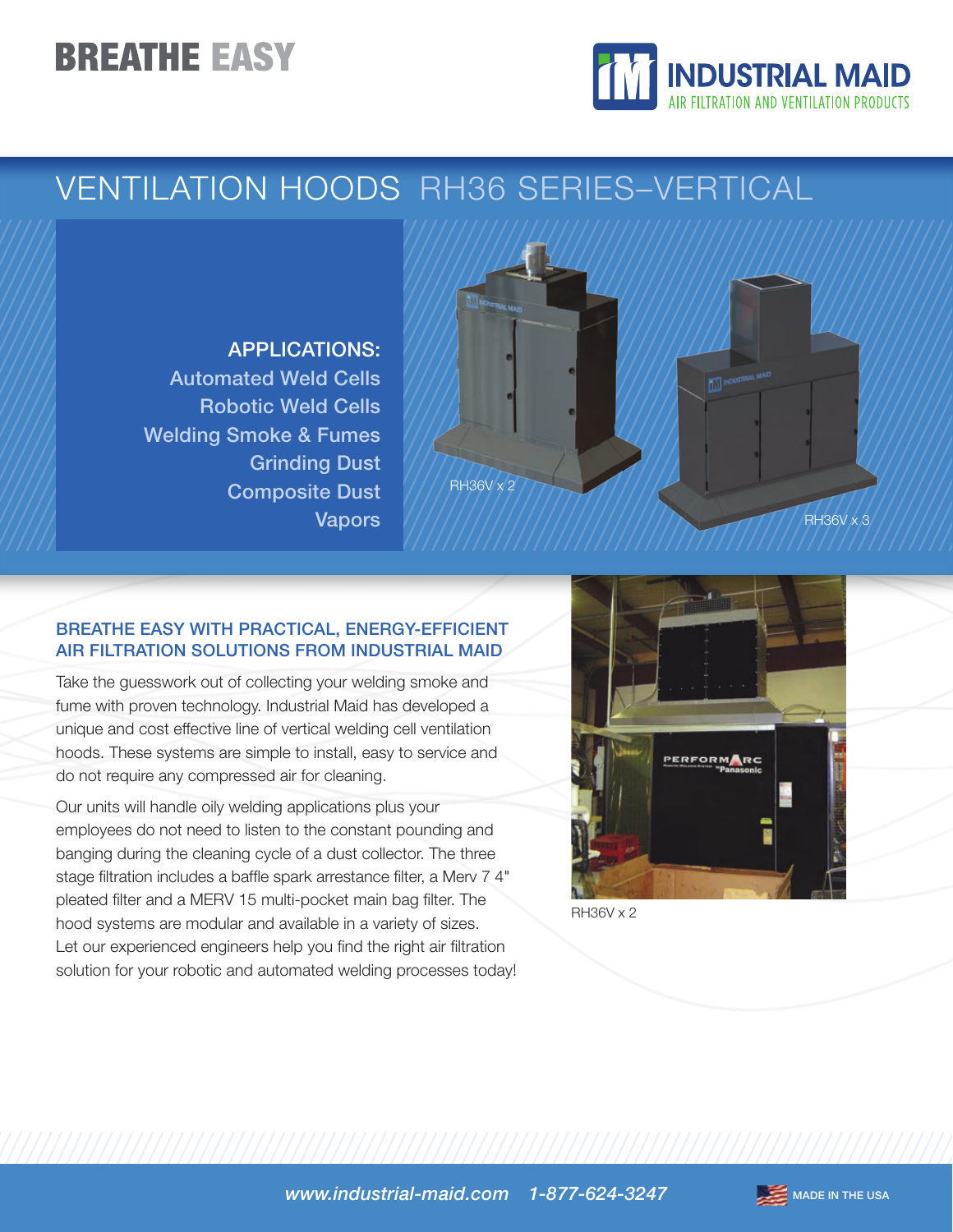# BREATHE EASY

INDUSTRIAL MAID
AIR FILTRATION AND VENTILATION PRODUCTS

## VENTILATION HOODS RH36 SERIES–VERTICAL

**APPLICATIONS:**

Automated Weld Cells
Robotic Weld Cells
Welding Smoke & Fumes
Grinding Dust
Composite Dust
Vapors

RH36V x 2

RH36V x 3

### BREATHE EASY WITH PRACTICAL, ENERGY-EFFICIENT AIR FILTRATION SOLUTIONS FROM INDUSTRIAL MAID

Take the guesswork out of collecting your welding smoke and fume with proven technology. Industrial Maid has developed a unique and cost effective line of vertical welding cell ventilation hoods. These systems are simple to install, easy to service and do not require any compressed air for cleaning.

Our units will handle oily welding applications plus your employees do not need to listen to the constant pounding and banging during the cleaning cycle of a dust collector. The three stage filtration includes a baffle spark arrestance filter, a Merv 7 4" pleated filter and a MERV 15 multi-pocket main bag filter. The hood systems are modular and available in a variety of sizes. Let our experienced engineers help you find the right air filtration solution for your robotic and automated welding processes today!

RH36V x 2

*www.industrial-maid.com* *1-877-624-3247* MADE IN THE USA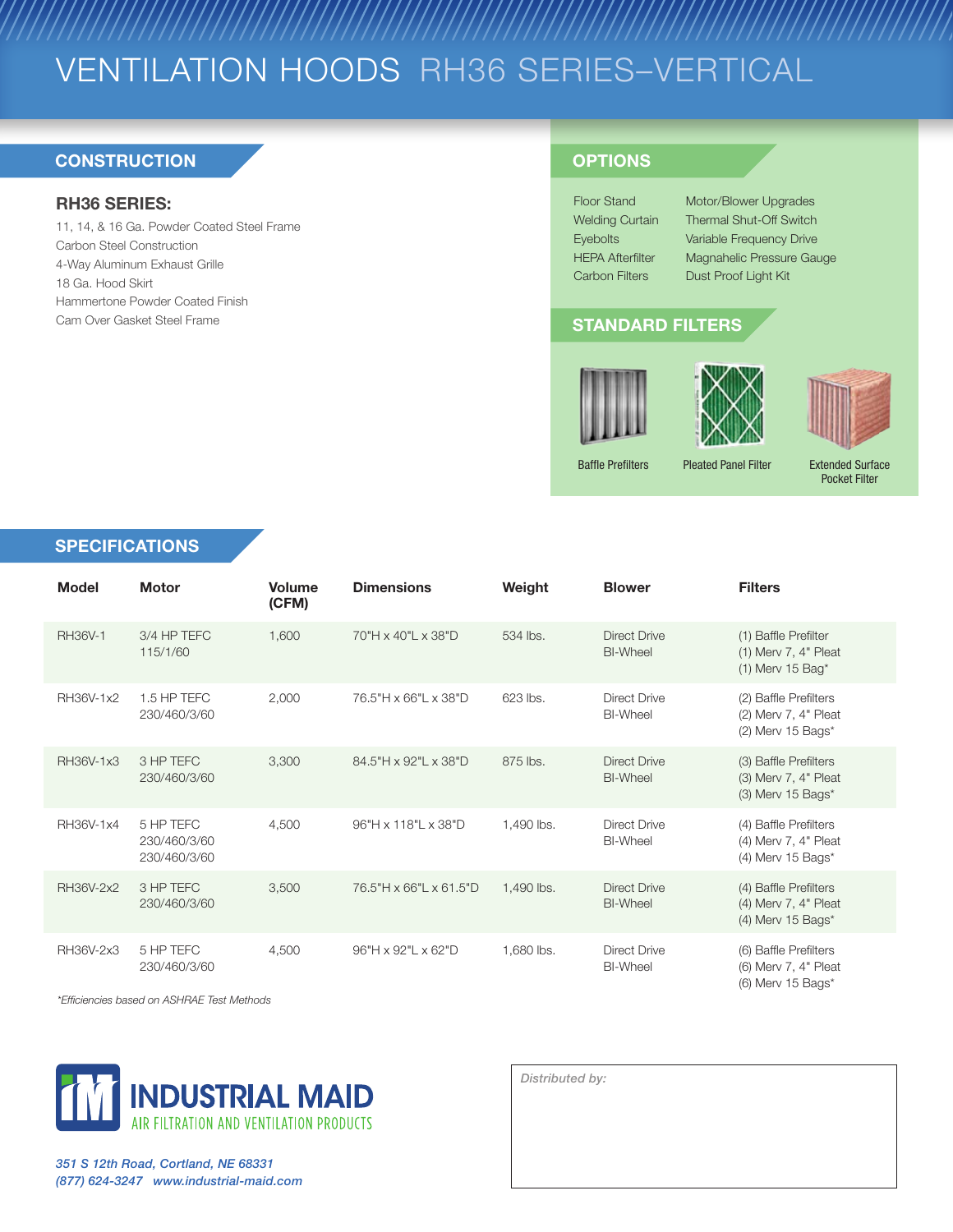# VENTILATION HOODS RH36 SERIES–VERTICAL

## CONSTRUCTION

### RH36 SERIES:

11, 14, & 16 Ga. Powder Coated Steel Frame
Carbon Steel Construction
4-Way Aluminum Exhaust Grille
18 Ga. Hood Skirt
Hammertone Powder Coated Finish
Cam Over Gasket Steel Frame

## OPTIONS

- Floor Stand
- Welding Curtain
- Eyebolts
- HEPA Afterfilter
- Carbon Filters
- Motor/Blower Upgrades
- Thermal Shut-Off Switch
- Variable Frequency Drive
- Magnahelic Pressure Gauge
- Dust Proof Light Kit

## STANDARD FILTERS

Baffle Prefilters

Pleated Panel Filter

Extended Surface Pocket Filter

## SPECIFICATIONS

| Model | Motor | Volume (CFM) | Dimensions | Weight | Blower | Filters |
|---|---|---|---|---|---|---|
| RH36V-1 | 3/4 HP TEFC 115/1/60 | 1,600 | 70"H x 40"L x 38"D | 534 lbs. | Direct Drive BI-Wheel | (1) Baffle Prefilter (1) Merv 7, 4" Pleat (1) Merv 15 Bag* |
| RH36V-1x2 | 1.5 HP TEFC 230/460/3/60 | 2,000 | 76.5"H x 66"L x 38"D | 623 lbs. | Direct Drive BI-Wheel | (2) Baffle Prefilters (2) Merv 7, 4" Pleat (2) Merv 15 Bags* |
| RH36V-1x3 | 3 HP TEFC 230/460/3/60 | 3,300 | 84.5"H x 92"L x 38"D | 875 lbs. | Direct Drive BI-Wheel | (3) Baffle Prefilters (3) Merv 7, 4" Pleat (3) Merv 15 Bags* |
| RH36V-1x4 | 5 HP TEFC 230/460/3/60 230/460/3/60 | 4,500 | 96"H x 118"L x 38"D | 1,490 lbs. | Direct Drive BI-Wheel | (4) Baffle Prefilters (4) Merv 7, 4" Pleat (4) Merv 15 Bags* |
| RH36V-2x2 | 3 HP TEFC 230/460/3/60 | 3,500 | 76.5"H x 66"L x 61.5"D | 1,490 lbs. | Direct Drive BI-Wheel | (4) Baffle Prefilters (4) Merv 7, 4" Pleat (4) Merv 15 Bags* |
| RH36V-2x3 | 5 HP TEFC 230/460/3/60 | 4,500 | 96"H x 92"L x 62"D | 1,680 lbs. | Direct Drive BI-Wheel | (6) Baffle Prefilters (6) Merv 7, 4" Pleat (6) Merv 15 Bags* |

*\*Efficiencies based on ASHRAE Test Methods*

**INDUSTRIAL MAID**
AIR FILTRATION AND VENTILATION PRODUCTS

*351 S 12th Road, Cortland, NE 68331*
*(877) 624-3247 www.industrial-maid.com*

*Distributed by:*